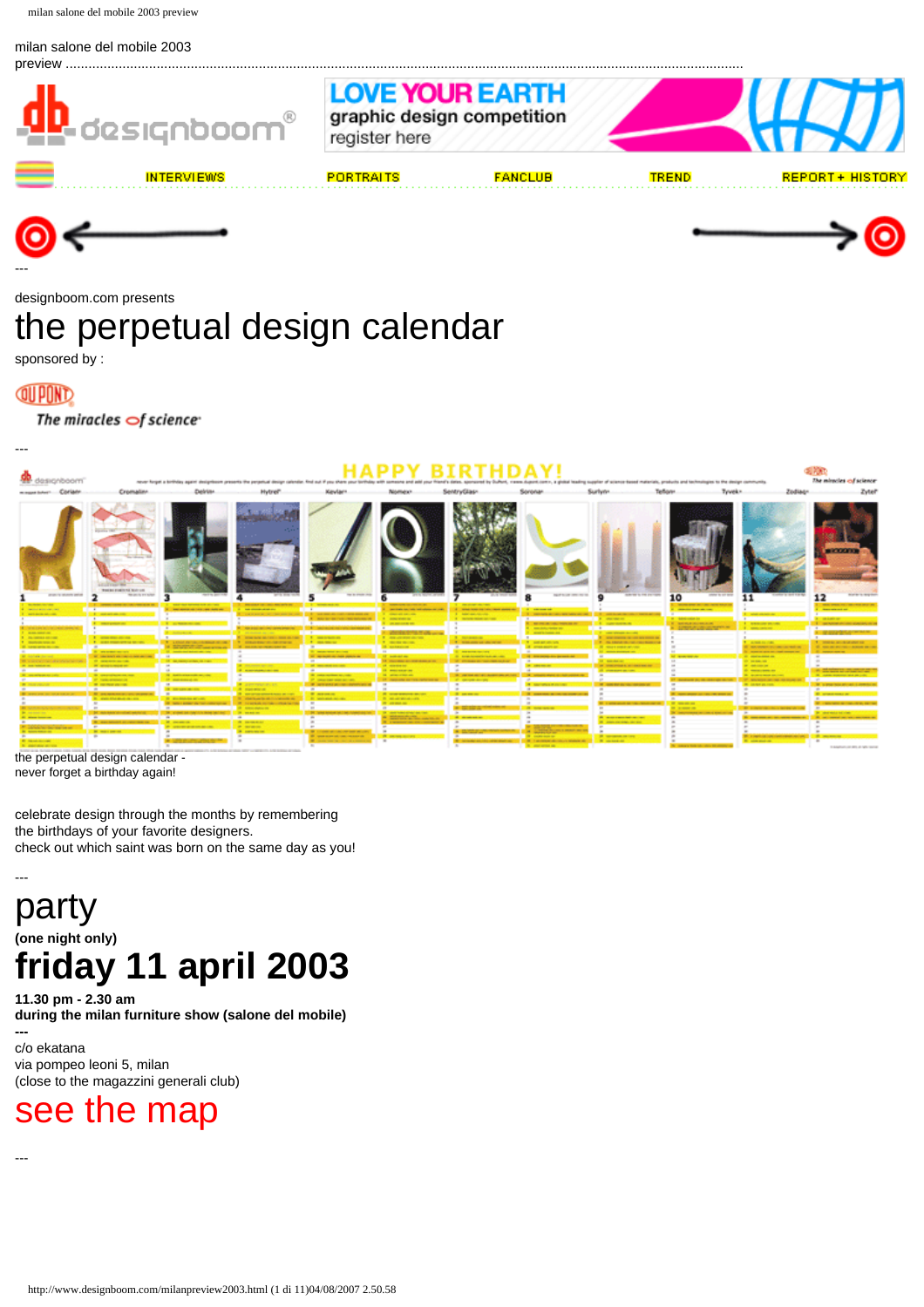milan salone del mobile 2003 preview ...........................................................................................................................................................

INTERVIEWS PORTRAITS FANCLUB TREND REPORT + HISTORY

---

designboom.com presents

# the perpetual design calendar

sponsored by :

---

the perpetual design calendar -
never forget a birthday again!

celebrate design through the months by remembering
the birthdays of your favorite designers.
check out which saint was born on the same day as you!

---

# party

**(one night only)**

# friday 11 april 2003

**11.30 pm - 2.30 am**
**during the milan furniture show (salone del mobile)**
**---**

c/o ekatana
via pompeo leoni 5, milan
(close to the magazzini generali club)

## see the map

---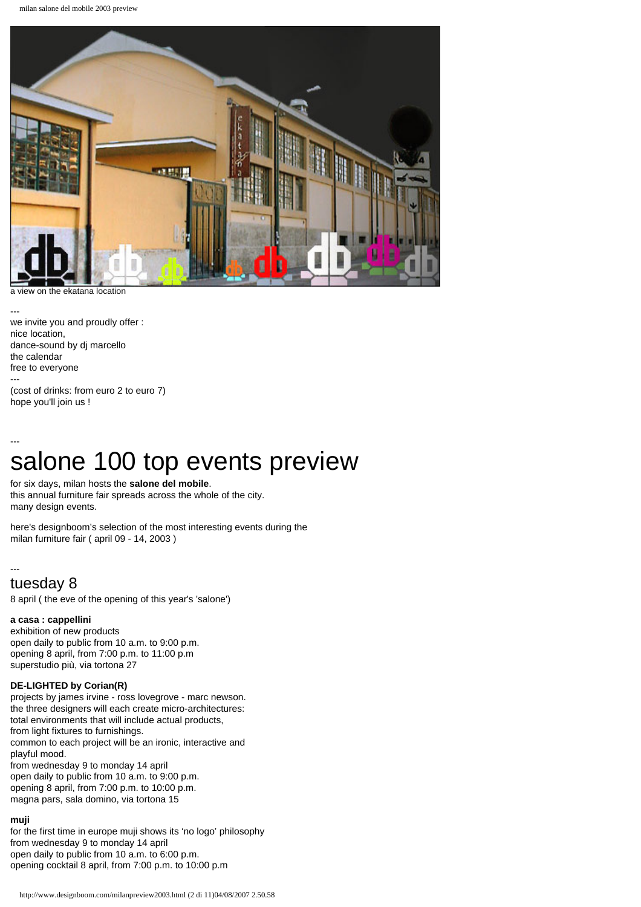a view on the ekatana location

---
we invite you and proudly offer :
nice location,
dance-sound by dj marcello
the calendar
free to everyone
---
(cost of drinks: from euro 2 to euro 7)
hope you'll join us !

---

# salone 100 top events preview

for six days, milan hosts the **salone del mobile**.
this annual furniture fair spreads across the whole of the city.
many design events.

here's designboom's selection of the most interesting events during the milan furniture fair ( april 09 - 14, 2003 )

---

## tuesday 8

8 april ( the eve of the opening of this year's 'salone')

**a casa : cappellini**
exhibition of new products
open daily to public from 10 a.m. to 9:00 p.m.
opening 8 april, from 7:00 p.m. to 11:00 p.m
superstudio più, via tortona 27

**DE-LIGHTED by Corian(R)**
projects by james irvine - ross lovegrove - marc newson.
the three designers will each create micro-architectures:
total environments that will include actual products,
from light fixtures to furnishings.
common to each project will be an ironic, interactive and playful mood.
from wednesday 9 to monday 14 april
open daily to public from 10 a.m. to 9:00 p.m.
opening 8 april, from 7:00 p.m. to 10:00 p.m.
magna pars, sala domino, via tortona 15

**muji**
for the first time in europe muji shows its 'no logo' philosophy
from wednesday 9 to monday 14 april
open daily to public from 10 a.m. to 6:00 p.m.
opening cocktail 8 april, from 7:00 p.m. to 10:00 p.m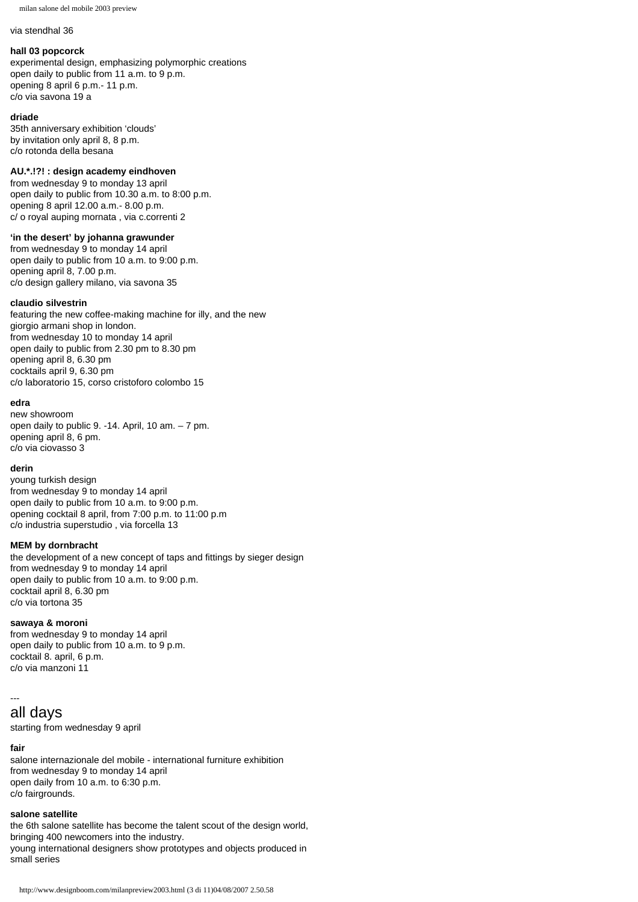via stendhal 36

**hall 03 popcorck**
experimental design, emphasizing polymorphic creations
open daily to public from 11 a.m. to 9 p.m.
opening 8 april 6 p.m.- 11 p.m.
c/o via savona 19 a

**driade**
35th anniversary exhibition 'clouds'
by invitation only april 8, 8 p.m.
c/o rotonda della besana

**AU.*.!?! : design academy eindhoven**
from wednesday 9 to monday 13 april
open daily to public from 10.30 a.m. to 8:00 p.m.
opening 8 april 12.00 a.m.- 8.00 p.m.
c/ o royal auping mornata , via c.correnti 2

**'in the desert' by johanna grawunder**
from wednesday 9 to monday 14 april
open daily to public from 10 a.m. to 9:00 p.m.
opening april 8, 7.00 p.m.
c/o design gallery milano, via savona 35

**claudio silvestrin**
featuring the new coffee-making machine for illy, and the new
giorgio armani shop in london.
from wednesday 10 to monday 14 april
open daily to public from 2.30 pm to 8.30 pm
opening april 8, 6.30 pm
cocktails april 9, 6.30 pm
c/o laboratorio 15, corso cristoforo colombo 15

**edra**
new showroom
open daily to public 9. -14. April, 10 am. – 7 pm.
opening april 8, 6 pm.
c/o via ciovasso 3

**derin**
young turkish design
from wednesday 9 to monday 14 april
open daily to public from 10 a.m. to 9:00 p.m.
opening cocktail 8 april, from 7:00 p.m. to 11:00 p.m
c/o industria superstudio , via forcella 13

**MEM by dornbracht**
the development of a new concept of taps and fittings by sieger design
from wednesday 9 to monday 14 april
open daily to public from 10 a.m. to 9:00 p.m.
cocktail april 8, 6.30 pm
c/o via tortona 35

**sawaya & moroni**
from wednesday 9 to monday 14 april
open daily to public from 10 a.m. to 9 p.m.
cocktail 8. april, 6 p.m.
c/o via manzoni 11

---

## all days

starting from wednesday 9 april

**fair**
salone internazionale del mobile - international furniture exhibition
from wednesday 9 to monday 14 april
open daily from 10 a.m. to 6:30 p.m.
c/o fairgrounds.

**salone satellite**
the 6th salone satellite has become the talent scout of the design world,
bringing 400 newcomers into the industry.
young international designers show prototypes and objects produced in
small series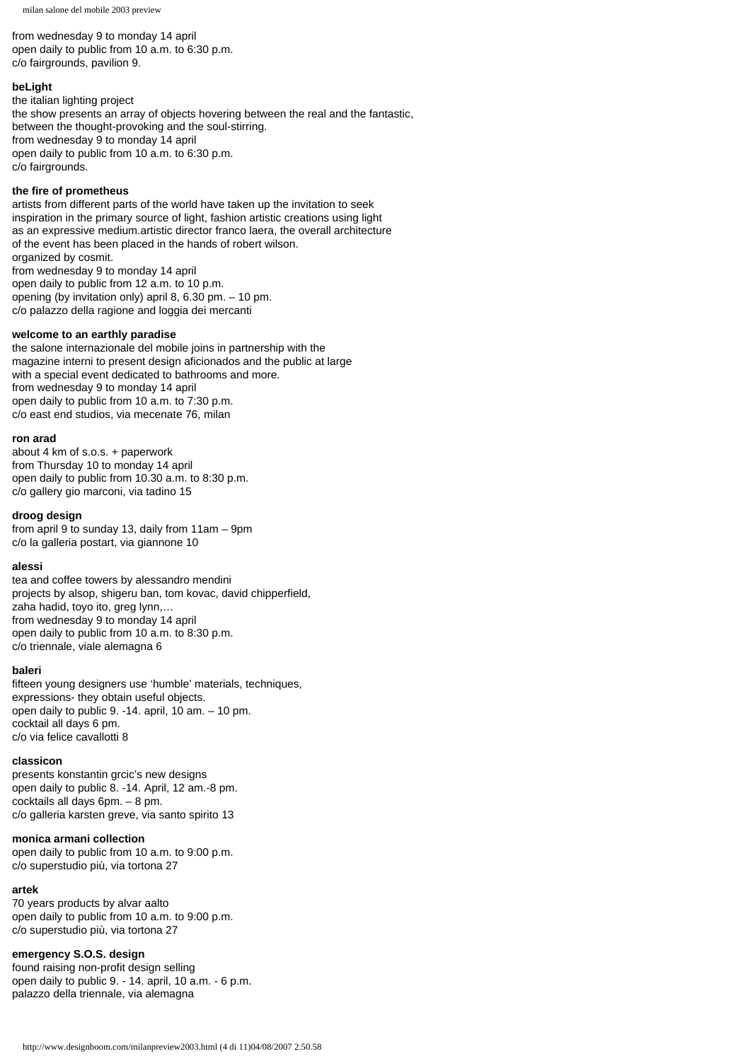from wednesday 9 to monday 14 april
open daily to public from 10 a.m. to 6:30 p.m.
c/o fairgrounds, pavilion 9.

**beLight**

the italian lighting project
the show presents an array of objects hovering between the real and the fantastic,
between the thought-provoking and the soul-stirring.
from wednesday 9 to monday 14 april
open daily to public from 10 a.m. to 6:30 p.m.
c/o fairgrounds.

**the fire of prometheus**

artists from different parts of the world have taken up the invitation to seek
inspiration in the primary source of light, fashion artistic creations using light
as an expressive medium.artistic director franco laera, the overall architecture
of the event has been placed in the hands of robert wilson.
organized by cosmit.
from wednesday 9 to monday 14 april
open daily to public from 12 a.m. to 10 p.m.
opening (by invitation only) april 8, 6.30 pm. – 10 pm.
c/o palazzo della ragione and loggia dei mercanti

**welcome to an earthly paradise**

the salone internazionale del mobile joins in partnership with the
magazine interni to present design aficionados and the public at large
with a special event dedicated to bathrooms and more.
from wednesday 9 to monday 14 april
open daily to public from 10 a.m. to 7:30 p.m.
c/o east end studios, via mecenate 76, milan

**ron arad**

about 4 km of s.o.s. + paperwork
from Thursday 10 to monday 14 april
open daily to public from 10.30 a.m. to 8:30 p.m.
c/o gallery gio marconi, via tadino 15

**droog design**

from april 9 to sunday 13, daily from 11am – 9pm
c/o la galleria postart, via giannone 10

**alessi**

tea and coffee towers by alessandro mendini
projects by alsop, shigeru ban, tom kovac, david chipperfield,
zaha hadid, toyo ito, greg lynn,…
from wednesday 9 to monday 14 april
open daily to public from 10 a.m. to 8:30 p.m.
c/o triennale, viale alemagna 6

**baleri**

fifteen young designers use 'humble' materials, techniques,
expressions- they obtain useful objects.
open daily to public 9. -14. april, 10 am. – 10 pm.
cocktail all days 6 pm.
c/o via felice cavallotti 8

**classicon**

presents konstantin grcic's new designs
open daily to public 8. -14. April, 12 am.-8 pm.
cocktails all days 6pm. – 8 pm.
c/o galleria karsten greve, via santo spirito 13

**monica armani collection**

open daily to public from 10 a.m. to 9:00 p.m.
c/o superstudio più, via tortona 27

**artek**

70 years products by alvar aalto
open daily to public from 10 a.m. to 9:00 p.m.
c/o superstudio più, via tortona 27

**emergency S.O.S. design**

found raising non-profit design selling
open daily to public 9. - 14. april, 10 a.m. - 6 p.m.
palazzo della triennale, via alemagna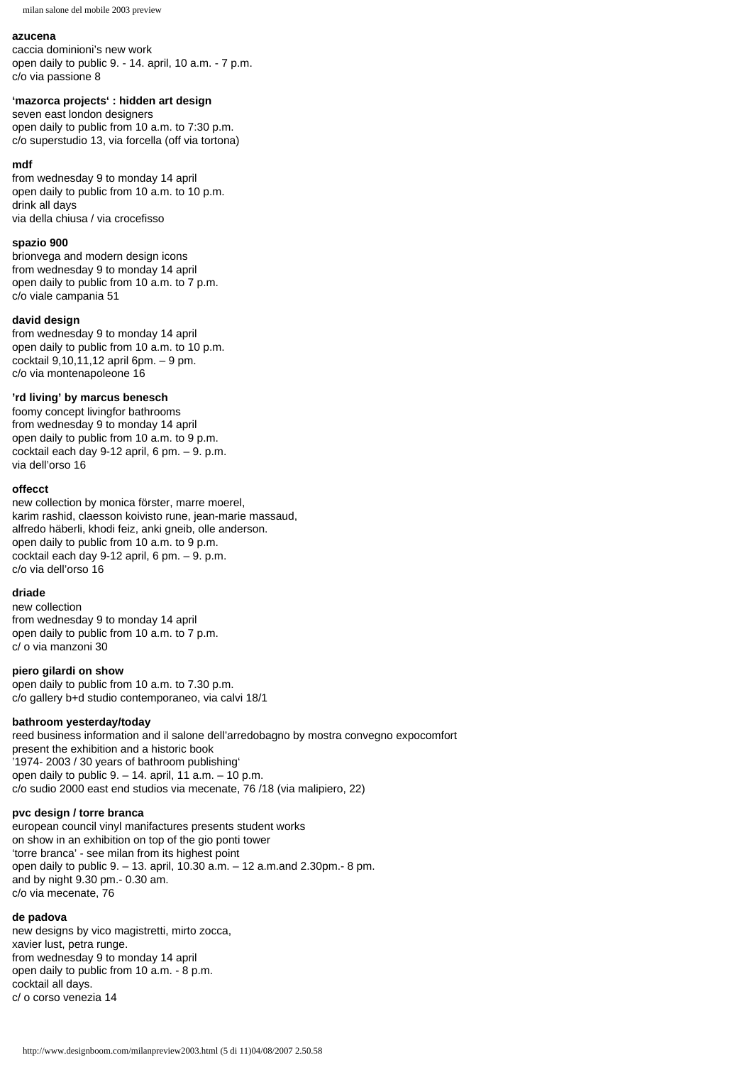**azucena**
caccia dominioni's new work
open daily to public 9. - 14. april, 10 a.m. - 7 p.m.
c/o via passione 8

**'mazorca projects' : hidden art design**
seven east london designers
open daily to public from 10 a.m. to 7:30 p.m.
c/o superstudio 13, via forcella (off via tortona)

**mdf**
from wednesday 9 to monday 14 april
open daily to public from 10 a.m. to 10 p.m.
drink all days
via della chiusa / via crocefisso

**spazio 900**
brionvega and modern design icons
from wednesday 9 to monday 14 april
open daily to public from 10 a.m. to 7 p.m.
c/o viale campania 51

**david design**
from wednesday 9 to monday 14 april
open daily to public from 10 a.m. to 10 p.m.
cocktail 9,10,11,12 april 6pm. – 9 pm.
c/o via montenapoleone 16

**'rd living' by marcus benesch**
foomy concept livingfor bathrooms
from wednesday 9 to monday 14 april
open daily to public from 10 a.m. to 9 p.m.
cocktail each day 9-12 april, 6 pm. – 9. p.m.
via dell'orso 16

**offecct**
new collection by monica förster, marre moerel,
karim rashid, claesson koivisto rune, jean-marie massaud,
alfredo häberli, khodi feiz, anki gneib, olle anderson.
open daily to public from 10 a.m. to 9 p.m.
cocktail each day 9-12 april, 6 pm. – 9. p.m.
c/o via dell'orso 16

**driade**
new collection
from wednesday 9 to monday 14 april
open daily to public from 10 a.m. to 7 p.m.
c/ o via manzoni 30

**piero gilardi on show**
open daily to public from 10 a.m. to 7.30 p.m.
c/o gallery b+d studio contemporaneo, via calvi 18/1

**bathroom yesterday/today**
reed business information and il salone dell'arredobagno by mostra convegno expocomfort
present the exhibition and a historic book
'1974- 2003 / 30 years of bathroom publishing'
open daily to public 9. – 14. april, 11 a.m. – 10 p.m.
c/o sudio 2000 east end studios via mecenate, 76 /18 (via malipiero, 22)

**pvc design / torre branca**
european council vinyl manifactures presents student works
on show in an exhibition on top of the gio ponti tower
'torre branca' - see milan from its highest point
open daily to public 9. – 13. april, 10.30 a.m. – 12 a.m.and 2.30pm.- 8 pm.
and by night 9.30 pm.- 0.30 am.
c/o via mecenate, 76

**de padova**
new designs by vico magistretti, mirto zocca,
xavier lust, petra runge.
from wednesday 9 to monday 14 april
open daily to public from 10 a.m. - 8 p.m.
cocktail all days.
c/ o corso venezia 14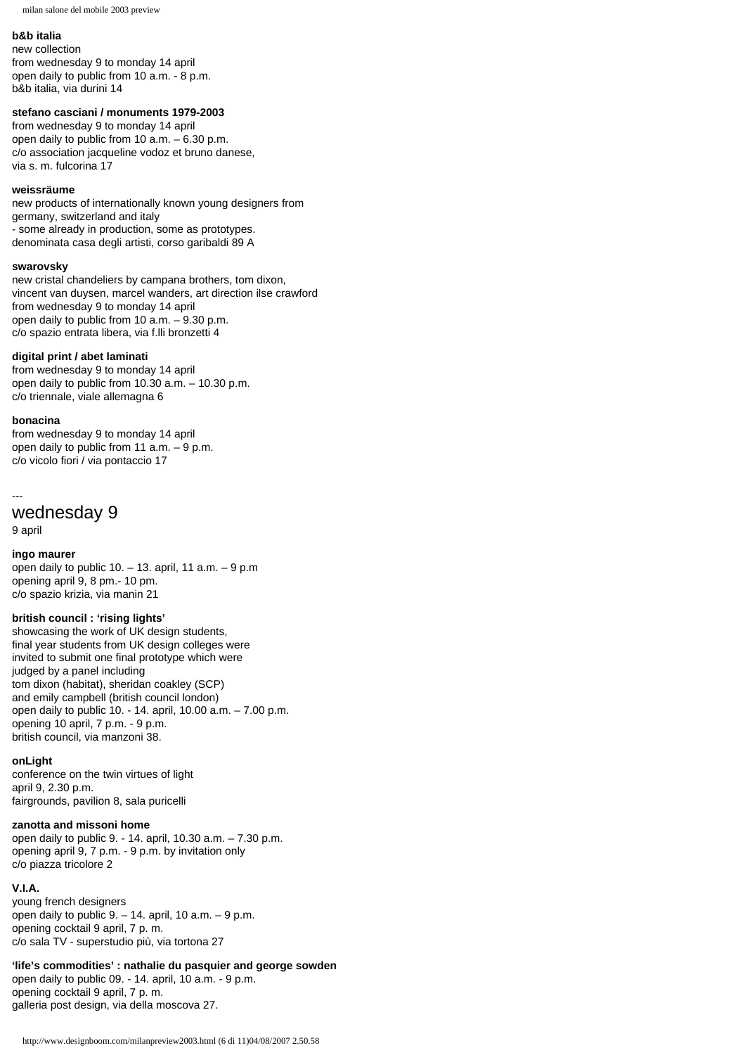**b&b italia**
new collection
from wednesday 9 to monday 14 april
open daily to public from 10 a.m. - 8 p.m.
b&b italia, via durini 14

**stefano casciani / monuments 1979-2003**
from wednesday 9 to monday 14 april
open daily to public from 10 a.m. – 6.30 p.m.
c/o association jacqueline vodoz et bruno danese,
via s. m. fulcorina 17

**weissräume**
new products of internationally known young designers from germany, switzerland and italy
- some already in production, some as prototypes.
denominata casa degli artisti, corso garibaldi 89 A

**swarovsky**
new cristal chandeliers by campana brothers, tom dixon, vincent van duysen, marcel wanders, art direction ilse crawford
from wednesday 9 to monday 14 april
open daily to public from 10 a.m. – 9.30 p.m.
c/o spazio entrata libera, via f.lli bronzetti 4

**digital print / abet laminati**
from wednesday 9 to monday 14 april
open daily to public from 10.30 a.m. – 10.30 p.m.
c/o triennale, viale allemagna 6

**bonacina**
from wednesday 9 to monday 14 april
open daily to public from 11 a.m. – 9 p.m.
c/o vicolo fiori / via pontaccio 17

---

## wednesday 9

9 april

**ingo maurer**
open daily to public 10. – 13. april, 11 a.m. – 9 p.m
opening april 9, 8 pm.- 10 pm.
c/o spazio krizia, via manin 21

**british council : 'rising lights'**
showcasing the work of UK design students,
final year students from UK design colleges were invited to submit one final prototype which were judged by a panel including
tom dixon (habitat), sheridan coakley (SCP)
and emily campbell (british council london)
open daily to public 10. - 14. april, 10.00 a.m. – 7.00 p.m.
opening 10 april, 7 p.m. - 9 p.m.
british council, via manzoni 38.

**onLight**
conference on the twin virtues of light
april 9, 2.30 p.m.
fairgrounds, pavilion 8, sala puricelli

**zanotta and missoni home**
open daily to public 9. - 14. april, 10.30 a.m. – 7.30 p.m.
opening april 9, 7 p.m. - 9 p.m. by invitation only
c/o piazza tricolore 2

**V.I.A.**
young french designers
open daily to public 9. – 14. april, 10 a.m. – 9 p.m.
opening cocktail 9 april, 7 p. m.
c/o sala TV - superstudio più, via tortona 27

**'life's commodities' : nathalie du pasquier and george sowden**
open daily to public 09. - 14. april, 10 a.m. - 9 p.m.
opening cocktail 9 april, 7 p. m.
galleria post design, via della moscova 27.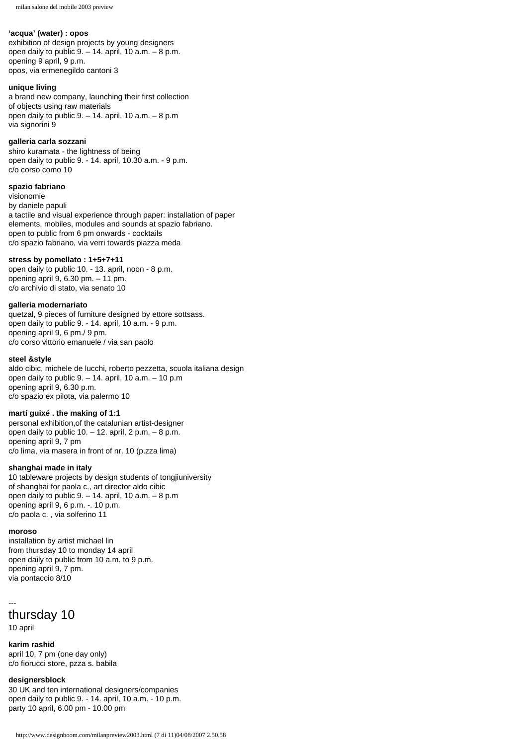**'acqua' (water) : opos**
exhibition of design projects by young designers
open daily to public 9. – 14. april, 10 a.m. – 8 p.m.
opening 9 april, 9 p.m.
opos, via ermenegildo cantoni 3

**unique living**
a brand new company, launching their first collection
of objects using raw materials
open daily to public 9. – 14. april, 10 a.m. – 8 p.m
via signorini 9

**galleria carla sozzani**
shiro kuramata - the lightness of being
open daily to public 9. - 14. april, 10.30 a.m. - 9 p.m.
c/o corso como 10

**spazio fabriano**
visionomie
by daniele papuli
a tactile and visual experience through paper: installation of paper
elements, mobiles, modules and sounds at spazio fabriano.
open to public from 6 pm onwards - cocktails
c/o spazio fabriano, via verri towards piazza meda

**stress by pomellato : 1+5+7+11**
open daily to public 10. - 13. april, noon - 8 p.m.
opening april 9, 6.30 pm. – 11 pm.
c/o archivio di stato, via senato 10

**galleria modernariato**
quetzal, 9 pieces of furniture designed by ettore sottsass.
open daily to public 9. - 14. april, 10 a.m. - 9 p.m.
opening april 9, 6 pm./ 9 pm.
c/o corso vittorio emanuele / via san paolo

**steel &style**
aldo cibic, michele de lucchi, roberto pezzetta, scuola italiana design
open daily to public 9. – 14. april, 10 a.m. – 10 p.m
opening april 9, 6.30 p.m.
c/o spazio ex pilota, via palermo 10

**martí guixé . the making of 1:1**
personal exhibition,of the catalunian artist-designer
open daily to public 10. – 12. april, 2 p.m. – 8 p.m.
opening april 9, 7 pm
c/o lima, via masera in front of nr. 10 (p.zza lima)

**shanghai made in italy**
10 tableware projects by design students of tongjiuniversity
of shanghai for paola c., art director aldo cibic
open daily to public 9. – 14. april, 10 a.m. – 8 p.m
opening april 9, 6 p.m. -. 10 p.m.
c/o paola c. , via solferino 11

**moroso**
installation by artist michael lin
from thursday 10 to monday 14 april
open daily to public from 10 a.m. to 9 p.m.
opening april 9, 7 pm.
via pontaccio 8/10

---

## thursday 10

10 april

**karim rashid**
april 10, 7 pm (one day only)
c/o fiorucci store, pzza s. babila

**designersblock**
30 UK and ten international designers/companies
open daily to public 9. - 14. april, 10 a.m. - 10 p.m.
party 10 april, 6.00 pm - 10.00 pm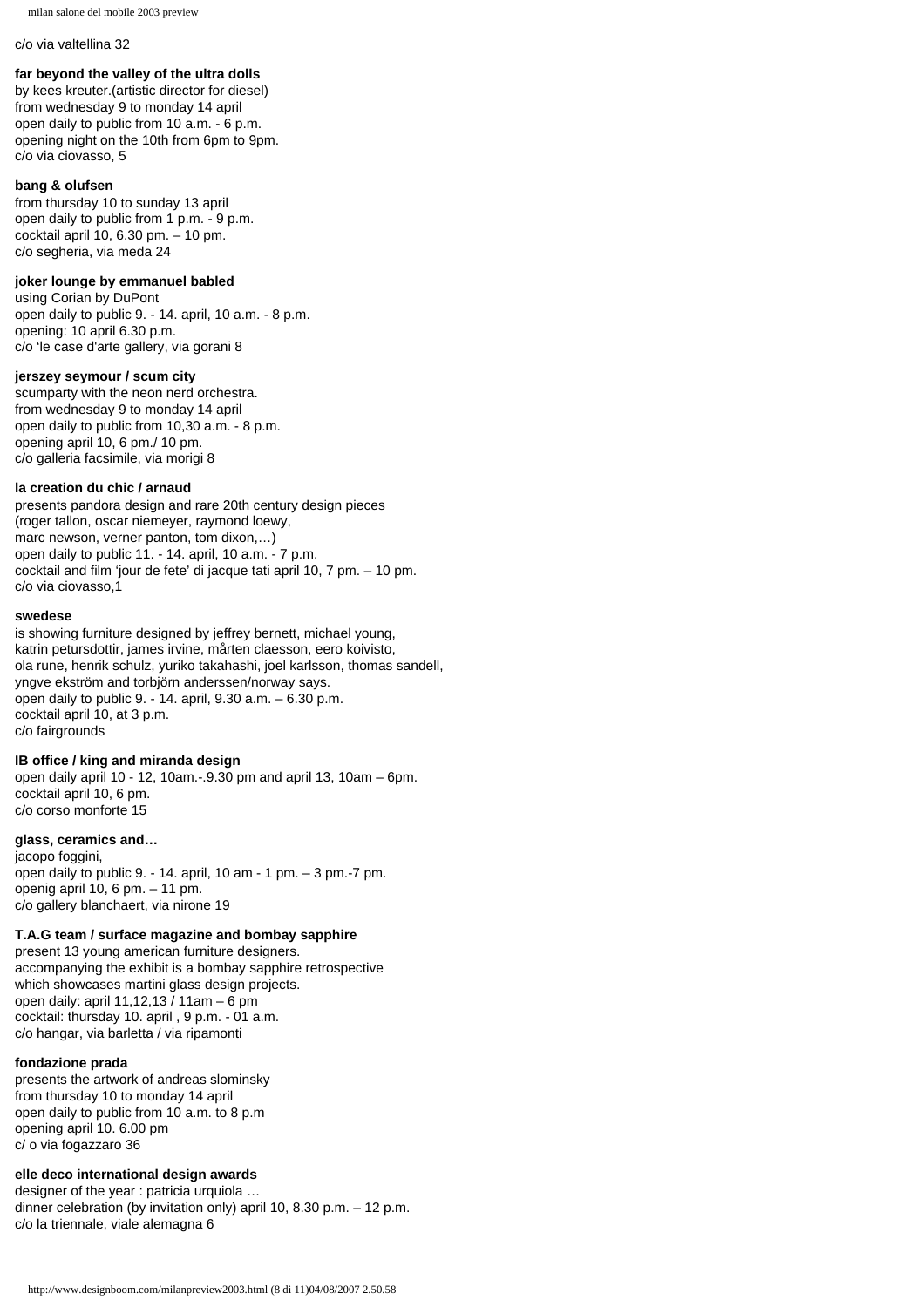c/o via valtellina 32

**far beyond the valley of the ultra dolls**
by kees kreuter.(artistic director for diesel)
from wednesday 9 to monday 14 april
open daily to public from 10 a.m. - 6 p.m.
opening night on the 10th from 6pm to 9pm.
c/o via ciovasso, 5

**bang & olufsen**
from thursday 10 to sunday 13 april
open daily to public from 1 p.m. - 9 p.m.
cocktail april 10, 6.30 pm. – 10 pm.
c/o segheria, via meda 24

**joker lounge by emmanuel babled**
using Corian by DuPont
open daily to public 9. - 14. april, 10 a.m. - 8 p.m.
opening: 10 april 6.30 p.m.
c/o 'le case d'arte gallery, via gorani 8

**jerszey seymour / scum city**
scumparty with the neon nerd orchestra.
from wednesday 9 to monday 14 april
open daily to public from 10,30 a.m. - 8 p.m.
opening april 10, 6 pm./ 10 pm.
c/o galleria facsimile, via morigi 8

**la creation du chic / arnaud**
presents pandora design and rare 20th century design pieces
(roger tallon, oscar niemeyer, raymond loewy,
marc newson, verner panton, tom dixon,…)
open daily to public 11. - 14. april, 10 a.m. - 7 p.m.
cocktail and film 'jour de fete' di jacque tati april 10, 7 pm. – 10 pm.
c/o via ciovasso,1

**swedese**
is showing furniture designed by jeffrey bernett, michael young,
katrin petursdottir, james irvine, mårten claesson, eero koivisto,
ola rune, henrik schulz, yuriko takahashi, joel karlsson, thomas sandell,
yngve ekström and torbjörn anderssen/norway says.
open daily to public 9. - 14. april, 9.30 a.m. – 6.30 p.m.
cocktail april 10, at 3 p.m.
c/o fairgrounds

**IB office / king and miranda design**
open daily april 10 - 12, 10am.-.9.30 pm and april 13, 10am – 6pm.
cocktail april 10, 6 pm.
c/o corso monforte 15

**glass, ceramics and…**
jacopo foggini,
open daily to public 9. - 14. april, 10 am - 1 pm. – 3 pm.-7 pm.
openig april 10, 6 pm. – 11 pm.
c/o gallery blanchaert, via nirone 19

**T.A.G team / surface magazine and bombay sapphire**
present 13 young american furniture designers.
accompanying the exhibit is a bombay sapphire retrospective
which showcases martini glass design projects.
open daily: april 11,12,13 / 11am – 6 pm
cocktail: thursday 10. april , 9 p.m. - 01 a.m.
c/o hangar, via barletta / via ripamonti

**fondazione prada**
presents the artwork of andreas slominsky
from thursday 10 to monday 14 april
open daily to public from 10 a.m. to 8 p.m
opening april 10. 6.00 pm
c/ o via fogazzaro 36

**elle deco international design awards**
designer of the year : patricia urquiola …
dinner celebration (by invitation only) april 10, 8.30 p.m. – 12 p.m.
c/o la triennale, viale alemagna 6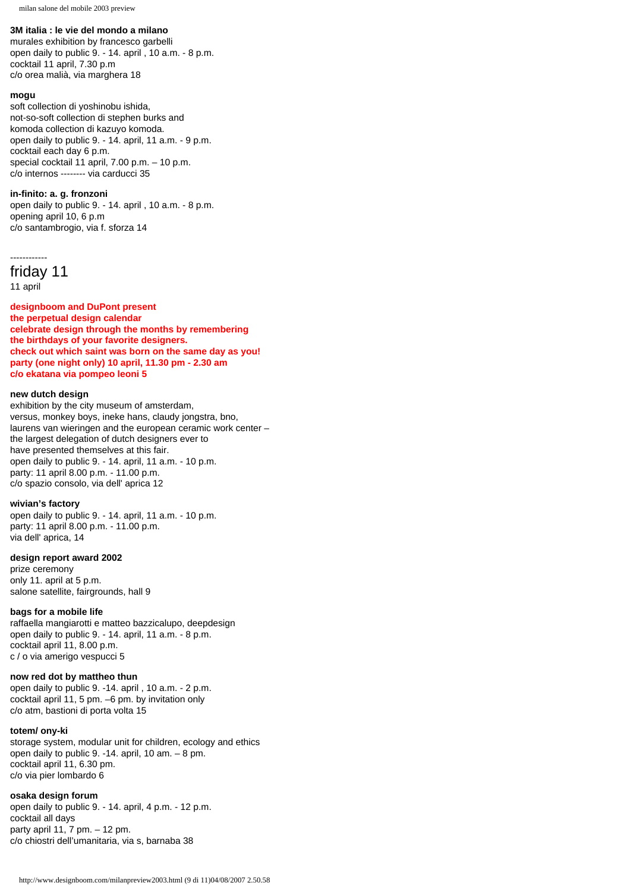**3M italia : le vie del mondo a milano**
murales exhibition by francesco garbelli
open daily to public 9. - 14. april , 10 a.m. - 8 p.m.
cocktail 11 april, 7.30 p.m
c/o orea malià, via marghera 18

**mogu**
soft collection di yoshinobu ishida,
not-so-soft collection di stephen burks and
komoda collection di kazuyo komoda.
open daily to public 9. - 14. april, 11 a.m. - 9 p.m.
cocktail each day 6 p.m.
special cocktail 11 april, 7.00 p.m. – 10 p.m.
c/o internos -------- via carducci 35

**in-finito: a. g. fronzoni**
open daily to public 9. - 14. april , 10 a.m. - 8 p.m.
opening april 10, 6 p.m
c/o santambrogio, via f. sforza 14

------------

## friday 11

11 april

**designboom and DuPont present**
**the perpetual design calendar**
**celebrate design through the months by remembering**
**the birthdays of your favorite designers.**
**check out which saint was born on the same day as you!**
**party (one night only) 10 april, 11.30 pm - 2.30 am**
**c/o ekatana via pompeo leoni 5**

**new dutch design**
exhibition by the city museum of amsterdam,
versus, monkey boys, ineke hans, claudy jongstra, bno,
laurens van wieringen and the european ceramic work center –
the largest delegation of dutch designers ever to
have presented themselves at this fair.
open daily to public 9. - 14. april, 11 a.m. - 10 p.m.
party: 11 april 8.00 p.m. - 11.00 p.m.
c/o spazio consolo, via dell' aprica 12

**wivian's factory**
open daily to public 9. - 14. april, 11 a.m. - 10 p.m.
party: 11 april 8.00 p.m. - 11.00 p.m.
via dell' aprica, 14

**design report award 2002**
prize ceremony
only 11. april at 5 p.m.
salone satellite, fairgrounds, hall 9

**bags for a mobile life**
raffaella mangiarotti e matteo bazzicalupo, deepdesign
open daily to public 9. - 14. april, 11 a.m. - 8 p.m.
cocktail april 11, 8.00 p.m.
c / o via amerigo vespucci 5

**now red dot by mattheo thun**
open daily to public 9. -14. april , 10 a.m. - 2 p.m.
cocktail april 11, 5 pm. –6 pm. by invitation only
c/o atm, bastioni di porta volta 15

**totem/ ony-ki**
storage system, modular unit for children, ecology and ethics
open daily to public 9. -14. april, 10 am. – 8 pm.
cocktail april 11, 6.30 pm.
c/o via pier lombardo 6

**osaka design forum**
open daily to public 9. - 14. april, 4 p.m. - 12 p.m.
cocktail all days
party april 11, 7 pm. – 12 pm.
c/o chiostri dell'umanitaria, via s, barnaba 38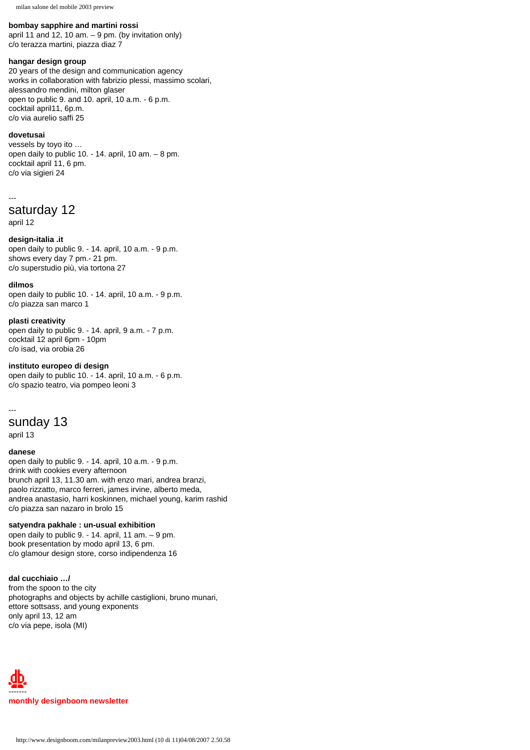**bombay sapphire and martini rossi**
april 11 and 12, 10 am. – 9 pm. (by invitation only)
c/o terazza martini, piazza diaz 7

**hangar design group**
20 years of the design and communication agency
works in collaboration with fabrizio plessi, massimo scolari, alessandro mendini, milton glaser
open to public 9. and 10. april, 10 a.m. - 6 p.m.
cocktail april11, 6p.m.
c/o via aurelio saffi 25

**dovetusai**
vessels by toyo ito …
open daily to public 10. - 14. april, 10 am. – 8 pm.
cocktail april 11, 6 pm.
c/o via sigieri 24

---

## saturday 12

april 12

**design-italia .it**
open daily to public 9. - 14. april, 10 a.m. - 9 p.m.
shows every day 7 pm.- 21 pm.
c/o superstudio più, via tortona 27

**dilmos**
open daily to public 10. - 14. april, 10 a.m. - 9 p.m.
c/o piazza san marco 1

**plasti creativity**
open daily to public 9. - 14. april, 9 a.m. - 7 p.m.
cocktail 12 april 6pm - 10pm
c/o isad, via orobia 26

**instituto europeo di design**
open daily to public 10. - 14. april, 10 a.m. - 6 p.m.
c/o spazio teatro, via pompeo leoni 3

---

## sunday 13

april 13

**danese**
open daily to public 9. - 14. april, 10 a.m. - 9 p.m.
drink with cookies every afternoon
brunch april 13, 11.30 am. with enzo mari, andrea branzi, paolo rizzatto, marco ferreri, james irvine, alberto meda, andrea anastasio, harri koskinnen, michael young, karim rashid
c/o piazza san nazaro in brolo 15

**satyendra pakhale : un-usual exhibition**
open daily to public 9. - 14. april, 11 am. – 9 pm.
book presentation by modo april 13, 6 pm.
c/o glamour design store, corso indipendenza 16

**dal cucchiaio …/**
from the spoon to the city
photographs and objects by achille castiglioni, bruno munari, ettore sottsass, and young exponents
only april 13, 12 am
c/o via pepe, isola (MI)

---

**monthly designboom newsletter**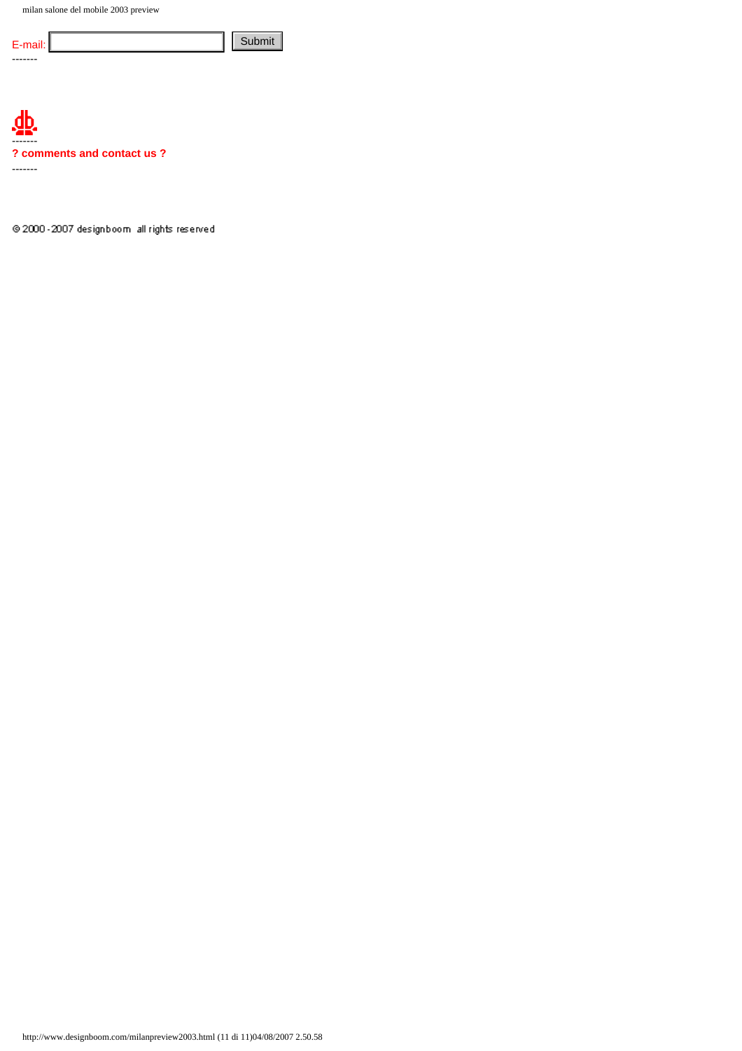E-mail: Submit

-------

-------

**? comments and contact us ?**

-------

© 2000 - 2007 designboom all rights reserved